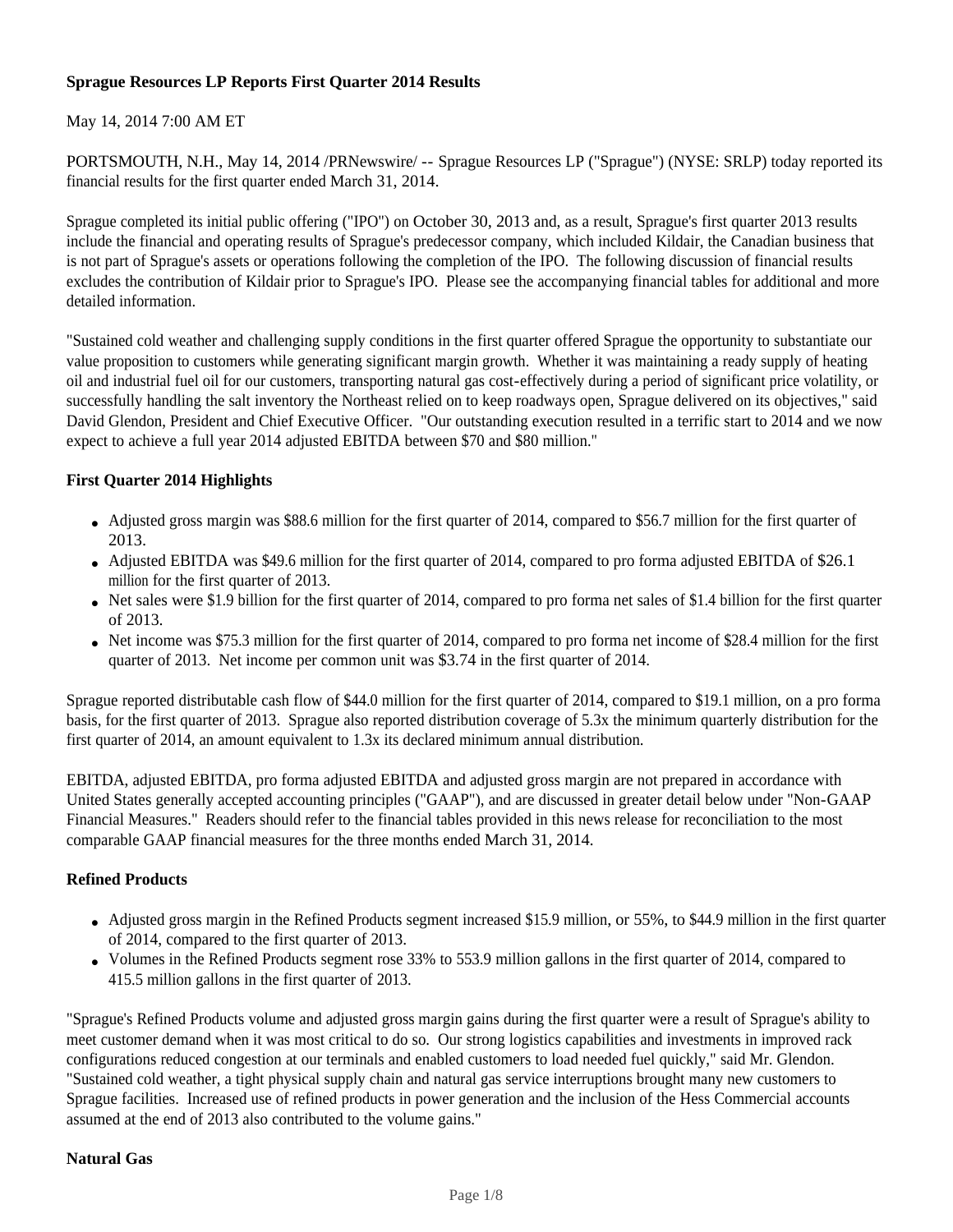# Sprague Resources LP Reports First Quarter 2014 Results

May 14, 2014 7:00 AM ET

PORTSMOUTH, N.H., May 14, 2014 /PRNewswire/ -- Sprague Resources LP ("Sprague") (NYSE: SRLP) today reported its financial results for the first quarter ended March 31, 2014.

Sprague completed its initial public offering ("IPO") on October 30, 2013 and, as a result, Sprague's first quarter 2013 results include the financial and operating results of Sprague's predecessor company, which included Kildair, the Canadian business that is not part of Sprague's assets or operations following the completion of the IPO. The following discussion of financial results excludes the contribution of Kildair prior to Sprague's IPO. Please see the accompanying financial tables for additional and more detailed information.

"Sustained cold weather and challenging supply conditions in the first quarter offered Sprague the opportunity to substantiate our value proposition to customers while generating significant margin growth. Whether it was maintaining a ready supply of heating oil and industrial fuel oil for our customers, transporting natural gas cost-effectively during a period of significant price volatility, or successfully handling the salt inventory the Northeast relied on to keep roadways open, Sprague delivered on its objectives," said David Glendon, President and Chief Executive Officer. "Our outstanding execution resulted in a terrific start to 2014 and we now expect to achieve a full year 2014 adjusted EBITDA between $70 and $80 million."

## First Quarter 2014 Highlights

- Adjusted gross margin was $88.6 million for the first quarter of 2014, compared to $56.7 million for the first quarter of 2013.
- Adjusted EBITDA was $49.6 million for the first quarter of 2014, compared to pro forma adjusted EBITDA of $26.1 million for the first quarter of 2013.
- Net sales were $1.9 billion for the first quarter of 2014, compared to pro forma net sales of $1.4 billion for the first quarter of 2013.
- Net income was $75.3 million for the first quarter of 2014, compared to pro forma net income of $28.4 million for the first quarter of 2013. Net income per common unit was $3.74 in the first quarter of 2014.

Sprague reported distributable cash flow of $44.0 million for the first quarter of 2014, compared to $19.1 million, on a pro forma basis, for the first quarter of 2013. Sprague also reported distribution coverage of 5.3x the minimum quarterly distribution for the first quarter of 2014, an amount equivalent to 1.3x its declared minimum annual distribution.

EBITDA, adjusted EBITDA, pro forma adjusted EBITDA and adjusted gross margin are not prepared in accordance with United States generally accepted accounting principles ("GAAP"), and are discussed in greater detail below under "Non-GAAP Financial Measures." Readers should refer to the financial tables provided in this news release for reconciliation to the most comparable GAAP financial measures for the three months ended March 31, 2014.

## Refined Products

- Adjusted gross margin in the Refined Products segment increased $15.9 million, or 55%, to $44.9 million in the first quarter of 2014, compared to the first quarter of 2013.
- Volumes in the Refined Products segment rose 33% to 553.9 million gallons in the first quarter of 2014, compared to 415.5 million gallons in the first quarter of 2013.

"Sprague's Refined Products volume and adjusted gross margin gains during the first quarter were a result of Sprague's ability to meet customer demand when it was most critical to do so. Our strong logistics capabilities and investments in improved rack configurations reduced congestion at our terminals and enabled customers to load needed fuel quickly," said Mr. Glendon. "Sustained cold weather, a tight physical supply chain and natural gas service interruptions brought many new customers to Sprague facilities. Increased use of refined products in power generation and the inclusion of the Hess Commercial accounts assumed at the end of 2013 also contributed to the volume gains."

## Natural Gas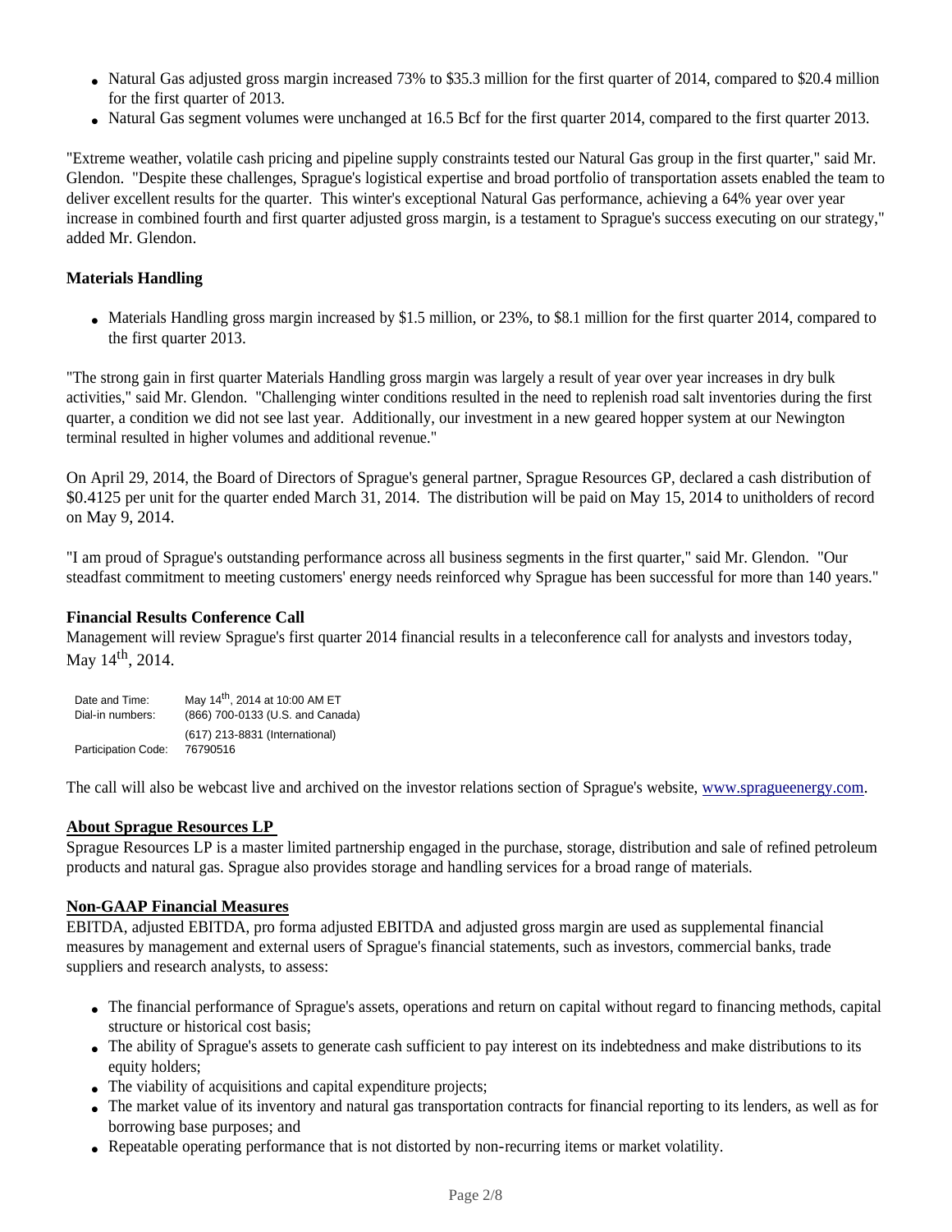- Natural Gas adjusted gross margin increased 73% to $35.3 million for the first quarter of 2014, compared to $20.4 million for the first quarter of 2013.
- Natural Gas segment volumes were unchanged at 16.5 Bcf for the first quarter 2014, compared to the first quarter 2013.

"Extreme weather, volatile cash pricing and pipeline supply constraints tested our Natural Gas group in the first quarter," said Mr. Glendon. "Despite these challenges, Sprague's logistical expertise and broad portfolio of transportation assets enabled the team to deliver excellent results for the quarter. This winter's exceptional Natural Gas performance, achieving a 64% year over year increase in combined fourth and first quarter adjusted gross margin, is a testament to Sprague's success executing on our strategy," added Mr. Glendon.

**Materials Handling**

- Materials Handling gross margin increased by $1.5 million, or 23%, to $8.1 million for the first quarter 2014, compared to the first quarter 2013.

"The strong gain in first quarter Materials Handling gross margin was largely a result of year over year increases in dry bulk activities," said Mr. Glendon. "Challenging winter conditions resulted in the need to replenish road salt inventories during the first quarter, a condition we did not see last year. Additionally, our investment in a new geared hopper system at our Newington terminal resulted in higher volumes and additional revenue."

On April 29, 2014, the Board of Directors of Sprague's general partner, Sprague Resources GP, declared a cash distribution of $0.4125 per unit for the quarter ended March 31, 2014. The distribution will be paid on May 15, 2014 to unitholders of record on May 9, 2014.

"I am proud of Sprague's outstanding performance across all business segments in the first quarter," said Mr. Glendon. "Our steadfast commitment to meeting customers' energy needs reinforced why Sprague has been successful for more than 140 years."

**Financial Results Conference Call**

Management will review Sprague's first quarter 2014 financial results in a teleconference call for analysts and investors today, May 14th, 2014.

| | |
|---|---|
| Date and Time: | May 14th, 2014 at 10:00 AM ET |
| Dial-in numbers: | (866) 700-0133 (U.S. and Canada) |
| | (617) 213-8831 (International) |
| Participation Code: | 76790516 |

The call will also be webcast live and archived on the investor relations section of Sprague's website, www.spragueenergy.com.

**About Sprague Resources LP**

Sprague Resources LP is a master limited partnership engaged in the purchase, storage, distribution and sale of refined petroleum products and natural gas. Sprague also provides storage and handling services for a broad range of materials.

**Non-GAAP Financial Measures**

EBITDA, adjusted EBITDA, pro forma adjusted EBITDA and adjusted gross margin are used as supplemental financial measures by management and external users of Sprague's financial statements, such as investors, commercial banks, trade suppliers and research analysts, to assess:

- The financial performance of Sprague's assets, operations and return on capital without regard to financing methods, capital structure or historical cost basis;
- The ability of Sprague's assets to generate cash sufficient to pay interest on its indebtedness and make distributions to its equity holders;
- The viability of acquisitions and capital expenditure projects;
- The market value of its inventory and natural gas transportation contracts for financial reporting to its lenders, as well as for borrowing base purposes; and
- Repeatable operating performance that is not distorted by non-recurring items or market volatility.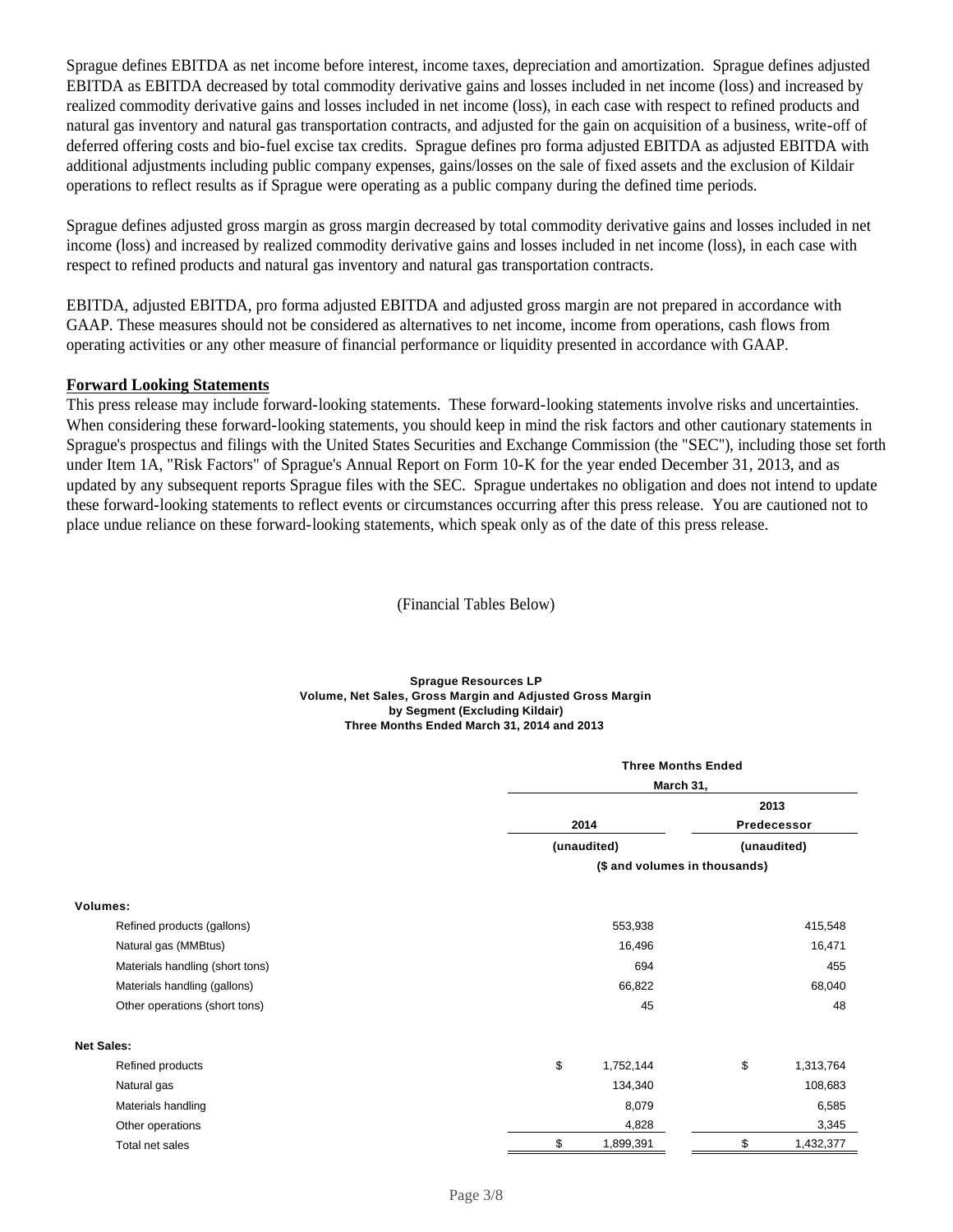Sprague defines EBITDA as net income before interest, income taxes, depreciation and amortization. Sprague defines adjusted EBITDA as EBITDA decreased by total commodity derivative gains and losses included in net income (loss) and increased by realized commodity derivative gains and losses included in net income (loss), in each case with respect to refined products and natural gas inventory and natural gas transportation contracts, and adjusted for the gain on acquisition of a business, write-off of deferred offering costs and bio-fuel excise tax credits. Sprague defines pro forma adjusted EBITDA as adjusted EBITDA with additional adjustments including public company expenses, gains/losses on the sale of fixed assets and the exclusion of Kildair operations to reflect results as if Sprague were operating as a public company during the defined time periods.

Sprague defines adjusted gross margin as gross margin decreased by total commodity derivative gains and losses included in net income (loss) and increased by realized commodity derivative gains and losses included in net income (loss), in each case with respect to refined products and natural gas inventory and natural gas transportation contracts.

EBITDA, adjusted EBITDA, pro forma adjusted EBITDA and adjusted gross margin are not prepared in accordance with GAAP. These measures should not be considered as alternatives to net income, income from operations, cash flows from operating activities or any other measure of financial performance or liquidity presented in accordance with GAAP.

**Forward Looking Statements**

This press release may include forward-looking statements. These forward-looking statements involve risks and uncertainties. When considering these forward-looking statements, you should keep in mind the risk factors and other cautionary statements in Sprague's prospectus and filings with the United States Securities and Exchange Commission (the "SEC"), including those set forth under Item 1A, "Risk Factors" of Sprague's Annual Report on Form 10-K for the year ended December 31, 2013, and as updated by any subsequent reports Sprague files with the SEC. Sprague undertakes no obligation and does not intend to update these forward-looking statements to reflect events or circumstances occurring after this press release. You are cautioned not to place undue reliance on these forward-looking statements, which speak only as of the date of this press release.

(Financial Tables Below)

**Sprague Resources LP**
**Volume, Net Sales, Gross Margin and Adjusted Gross Margin by Segment (Excluding Kildair)**
**Three Months Ended March 31, 2014 and 2013**

| | Three Months Ended March 31, | |
|---|---|---|
| | 2014 | 2013 Predecessor |
| | (unaudited) | (unaudited) |
| | ($ and volumes in thousands) | |
| **Volumes:** | | |
| Refined products (gallons) | 553,938 | 415,548 |
| Natural gas (MMBtus) | 16,496 | 16,471 |
| Materials handling (short tons) | 694 | 455 |
| Materials handling (gallons) | 66,822 | 68,040 |
| Other operations (short tons) | 45 | 48 |
| **Net Sales:** | | |
| Refined products | $ 1,752,144 | $ 1,313,764 |
| Natural gas | 134,340 | 108,683 |
| Materials handling | 8,079 | 6,585 |
| Other operations | 4,828 | 3,345 |
| Total net sales | $ 1,899,391 | $ 1,432,377 |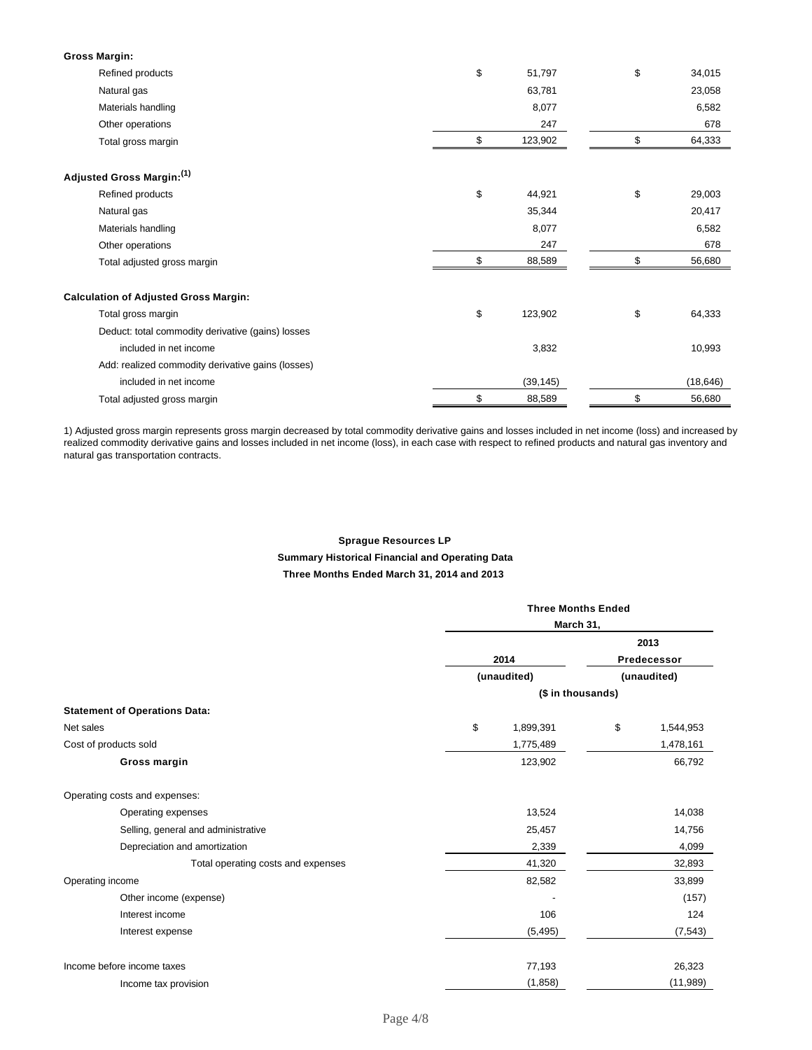| | | |
|---|---|---|
| **Gross Margin:** | | |
| Refined products | $ 51,797 | $ 34,015 |
| Natural gas | 63,781 | 23,058 |
| Materials handling | 8,077 | 6,582 |
| Other operations | 247 | 678 |
| Total gross margin | $ 123,902 | $ 64,333 |
| **Adjusted Gross Margin:** [(1)] | | |
| Refined products | $ 44,921 | $ 29,003 |
| Natural gas | 35,344 | 20,417 |
| Materials handling | 8,077 | 6,582 |
| Other operations | 247 | 678 |
| Total adjusted gross margin | $ 88,589 | $ 56,680 |
| **Calculation of Adjusted Gross Margin:** | | |
| Total gross margin | $ 123,902 | $ 64,333 |
| Deduct: total commodity derivative (gains) losses included in net income | 3,832 | 10,993 |
| Add: realized commodity derivative gains (losses) included in net income | (39,145) | (18,646) |
| Total adjusted gross margin | $ 88,589 | $ 56,680 |

1) Adjusted gross margin represents gross margin decreased by total commodity derivative gains and losses included in net income (loss) and increased by realized commodity derivative gains and losses included in net income (loss), in each case with respect to refined products and natural gas inventory and natural gas transportation contracts.

**Sprague Resources LP**

**Summary Historical Financial and Operating Data**

**Three Months Ended March 31, 2014 and 2013**

| | Three Months Ended March 31, | |
|---|---|---|
| | 2014 (unaudited) | 2013 Predecessor (unaudited) |
| | ($ in thousands) | |
| **Statement of Operations Data:** | | |
| Net sales | $ 1,899,391 | $ 1,544,953 |
| Cost of products sold | 1,775,489 | 1,478,161 |
| **Gross margin** | 123,902 | 66,792 |
| Operating costs and expenses: | | |
| Operating expenses | 13,524 | 14,038 |
| Selling, general and administrative | 25,457 | 14,756 |
| Depreciation and amortization | 2,339 | 4,099 |
| Total operating costs and expenses | 41,320 | 32,893 |
| Operating income | 82,582 | 33,899 |
| Other income (expense) | - | (157) |
| Interest income | 106 | 124 |
| Interest expense | (5,495) | (7,543) |
| Income before income taxes | 77,193 | 26,323 |
| Income tax provision | (1,858) | (11,989) |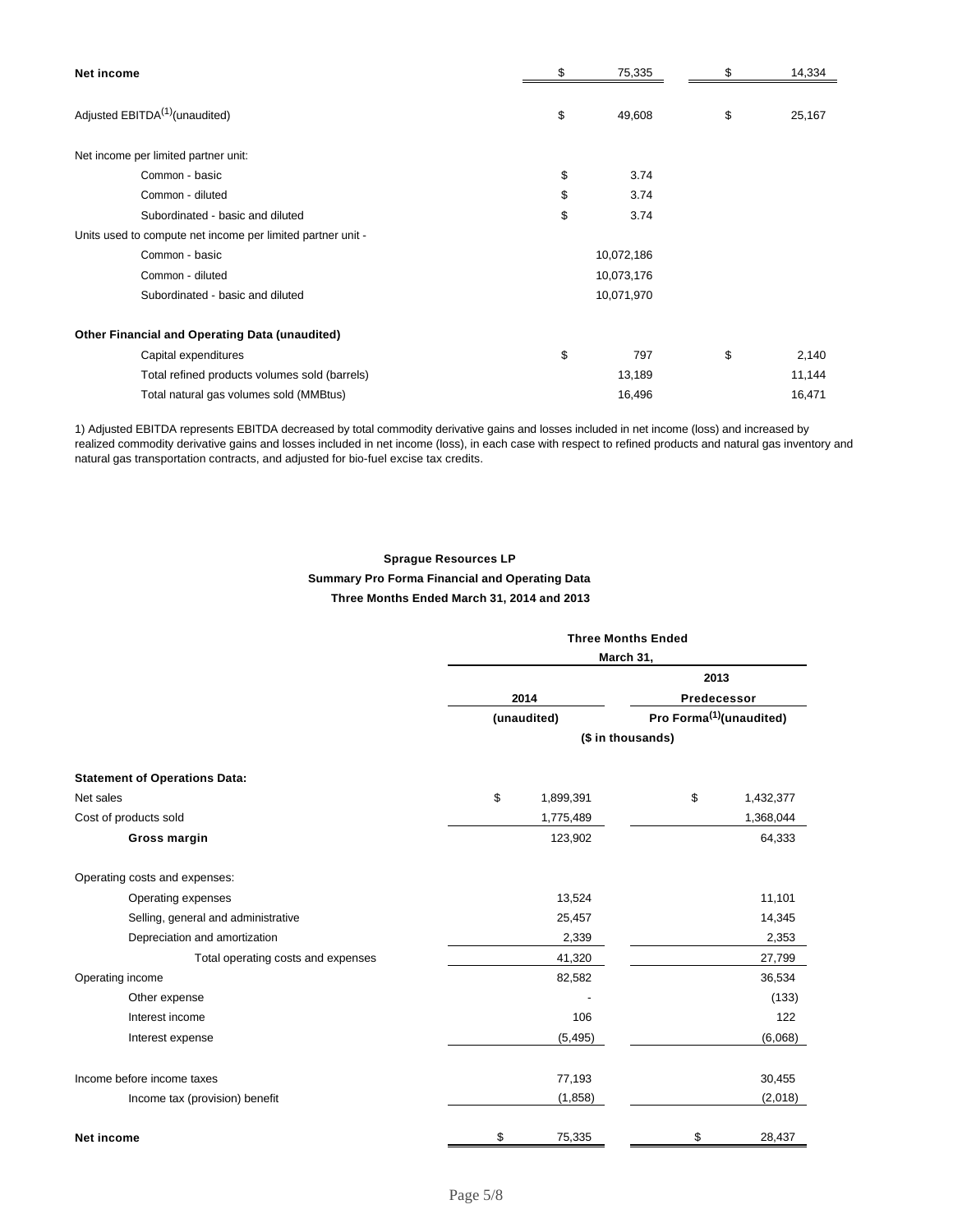| | | |
|---|---|---|
| **Net income** | $ 75,335 | $ 14,334 |
| Adjusted EBITDA[1] (unaudited) | $ 49,608 | $ 25,167 |
| Net income per limited partner unit: | | |
| Common - basic | $ 3.74 | |
| Common - diluted | $ 3.74 | |
| Subordinated - basic and diluted | $ 3.74 | |
| Units used to compute net income per limited partner unit - | | |
| Common - basic | 10,072,186 | |
| Common - diluted | 10,073,176 | |
| Subordinated - basic and diluted | 10,071,970 | |
| **Other Financial and Operating Data (unaudited)** | | |
| Capital expenditures | $ 797 | $ 2,140 |
| Total refined products volumes sold (barrels) | 13,189 | 11,144 |
| Total natural gas volumes sold (MMBtus) | 16,496 | 16,471 |

1) Adjusted EBITDA represents EBITDA decreased by total commodity derivative gains and losses included in net income (loss) and increased by realized commodity derivative gains and losses included in net income (loss), in each case with respect to refined products and natural gas inventory and natural gas transportation contracts, and adjusted for bio-fuel excise tax credits.

**Sprague Resources LP**
**Summary Pro Forma Financial and Operating Data**
**Three Months Ended March 31, 2014 and 2013**

| | Three Months Ended March 31, | |
|---|---|---|
| | 2014 | 2013 Predecessor |
| | (unaudited) | Pro Forma[1] (unaudited) |
| | ($ in thousands) | |
| **Statement of Operations Data:** | | |
| Net sales | $ 1,899,391 | $ 1,432,377 |
| Cost of products sold | 1,775,489 | 1,368,044 |
| **Gross margin** | 123,902 | 64,333 |
| Operating costs and expenses: | | |
| Operating expenses | 13,524 | 11,101 |
| Selling, general and administrative | 25,457 | 14,345 |
| Depreciation and amortization | 2,339 | 2,353 |
| Total operating costs and expenses | 41,320 | 27,799 |
| Operating income | 82,582 | 36,534 |
| Other expense | - | (133) |
| Interest income | 106 | 122 |
| Interest expense | (5,495) | (6,068) |
| Income before income taxes | 77,193 | 30,455 |
| Income tax (provision) benefit | (1,858) | (2,018) |
| **Net income** | $ 75,335 | $ 28,437 |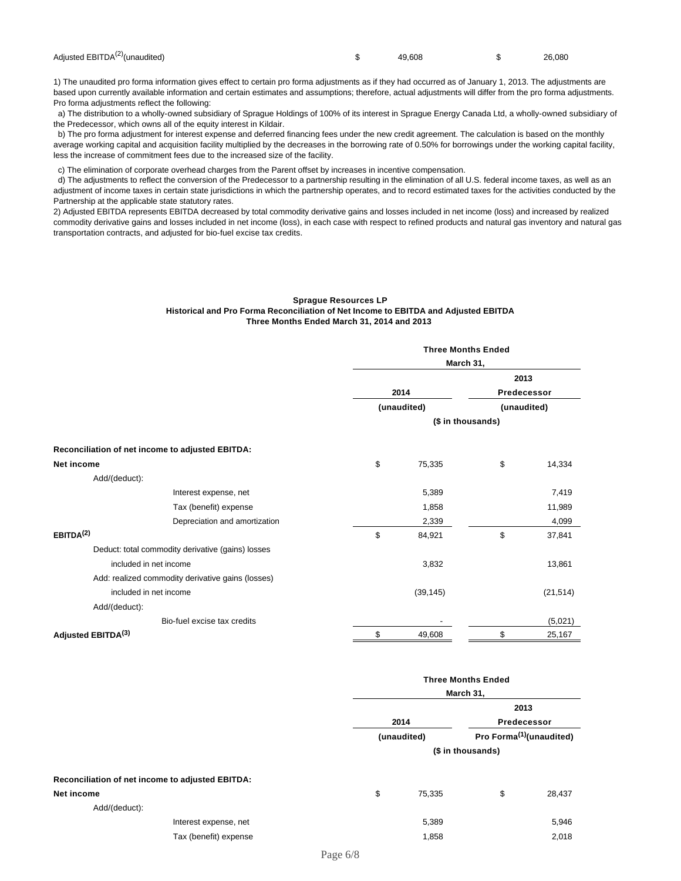| | | | | |
|---|---|---|---|---|
| Adjusted EBITDA[2](unaudited) | $ | 49,608 | $ | 26,080 |

1) The unaudited pro forma information gives effect to certain pro forma adjustments as if they had occurred as of January 1, 2013. The adjustments are based upon currently available information and certain estimates and assumptions; therefore, actual adjustments will differ from the pro forma adjustments. Pro forma adjustments reflect the following:

a) The distribution to a wholly-owned subsidiary of Sprague Holdings of 100% of its interest in Sprague Energy Canada Ltd, a wholly-owned subsidiary of the Predecessor, which owns all of the equity interest in Kildair.

b) The pro forma adjustment for interest expense and deferred financing fees under the new credit agreement. The calculation is based on the monthly average working capital and acquisition facility multiplied by the decreases in the borrowing rate of 0.50% for borrowings under the working capital facility, less the increase of commitment fees due to the increased size of the facility.

c) The elimination of corporate overhead charges from the Parent offset by increases in incentive compensation.

d) The adjustments to reflect the conversion of the Predecessor to a partnership resulting in the elimination of all U.S. federal income taxes, as well as an adjustment of income taxes in certain state jurisdictions in which the partnership operates, and to record estimated taxes for the activities conducted by the Partnership at the applicable state statutory rates.

2) Adjusted EBITDA represents EBITDA decreased by total commodity derivative gains and losses included in net income (loss) and increased by realized commodity derivative gains and losses included in net income (loss), in each case with respect to refined products and natural gas inventory and natural gas transportation contracts, and adjusted for bio-fuel excise tax credits.

**Sprague Resources LP**
**Historical and Pro Forma Reconciliation of Net Income to EBITDA and Adjusted EBITDA**
**Three Months Ended March 31, 2014 and 2013**

| | Three Months Ended March 31, | | | |
|---|---|---|---|---|
| | 2014 (unaudited) | | 2013 Predecessor (unaudited) | |
| | ($ in thousands) | | | |
| **Reconciliation of net income to adjusted EBITDA:** | | | | |
| **Net income** | $ | 75,335 | $ | 14,334 |
| Add/(deduct): | | | | |
| Interest expense, net | | 5,389 | | 7,419 |
| Tax (benefit) expense | | 1,858 | | 11,989 |
| Depreciation and amortization | | 2,339 | | 4,099 |
| **EBITDA[2]** | $ | 84,921 | $ | 37,841 |
| Deduct: total commodity derivative (gains) losses included in net income | | 3,832 | | 13,861 |
| Add: realized commodity derivative gains (losses) included in net income | | (39,145) | | (21,514) |
| Add/(deduct): | | | | |
| Bio-fuel excise tax credits | | - | | (5,021) |
| **Adjusted EBITDA[3]** | $ | 49,608 | $ | 25,167 |

| | Three Months Ended March 31, | | | |
|---|---|---|---|---|
| | 2014 (unaudited) | | 2013 Predecessor Pro Forma[1](unaudited) | |
| | ($ in thousands) | | | |
| **Reconciliation of net income to adjusted EBITDA:** | | | | |
| **Net income** | $ | 75,335 | $ | 28,437 |
| Add/(deduct): | | | | |
| Interest expense, net | | 5,389 | | 5,946 |
| Tax (benefit) expense | | 1,858 | | 2,018 |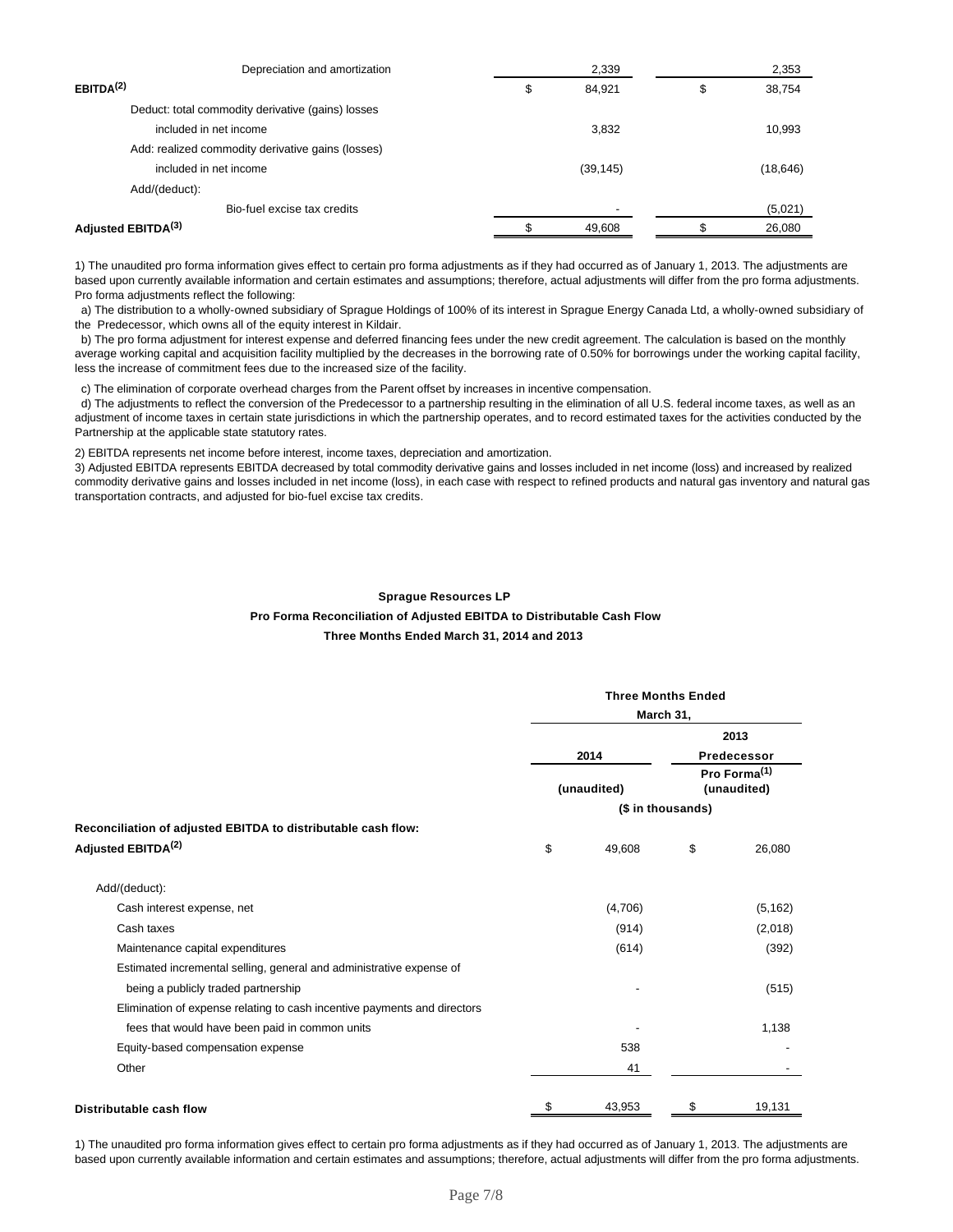| | | | | |
|---|---|---|---|---|
| Depreciation and amortization | | 2,339 | | 2,353 |
| **EBITDA[2]** | $ | 84,921 | $ | 38,754 |
| Deduct: total commodity derivative (gains) losses | | | | |
| included in net income | | 3,832 | | 10,993 |
| Add: realized commodity derivative gains (losses) | | | | |
| included in net income | | (39,145) | | (18,646) |
| Add/(deduct): | | | | |
| Bio-fuel excise tax credits | | - | | (5,021) |
| **Adjusted EBITDA[3]** | $ | 49,608 | $ | 26,080 |

1) The unaudited pro forma information gives effect to certain pro forma adjustments as if they had occurred as of January 1, 2013. The adjustments are based upon currently available information and certain estimates and assumptions; therefore, actual adjustments will differ from the pro forma adjustments. Pro forma adjustments reflect the following:

a) The distribution to a wholly-owned subsidiary of Sprague Holdings of 100% of its interest in Sprague Energy Canada Ltd, a wholly-owned subsidiary of the Predecessor, which owns all of the equity interest in Kildair.

b) The pro forma adjustment for interest expense and deferred financing fees under the new credit agreement. The calculation is based on the monthly average working capital and acquisition facility multiplied by the decreases in the borrowing rate of 0.50% for borrowings under the working capital facility, less the increase of commitment fees due to the increased size of the facility.

c) The elimination of corporate overhead charges from the Parent offset by increases in incentive compensation.

d) The adjustments to reflect the conversion of the Predecessor to a partnership resulting in the elimination of all U.S. federal income taxes, as well as an adjustment of income taxes in certain state jurisdictions in which the partnership operates, and to record estimated taxes for the activities conducted by the Partnership at the applicable state statutory rates.

2) EBITDA represents net income before interest, income taxes, depreciation and amortization.

3) Adjusted EBITDA represents EBITDA decreased by total commodity derivative gains and losses included in net income (loss) and increased by realized commodity derivative gains and losses included in net income (loss), in each case with respect to refined products and natural gas inventory and natural gas transportation contracts, and adjusted for bio-fuel excise tax credits.

**Sprague Resources LP**

**Pro Forma Reconciliation of Adjusted EBITDA to Distributable Cash Flow**

**Three Months Ended March 31, 2014 and 2013**

| | Three Months Ended March 31, | | | |
|---|---|---|---|---|
| | 2014 | | 2013 Predecessor | |
| | (unaudited) | | Pro Forma[1] (unaudited) | |
| | ($ in thousands) | | | |
| **Reconciliation of adjusted EBITDA to distributable cash flow:** | | | | |
| **Adjusted EBITDA[2]** | $ | 49,608 | $ | 26,080 |
| Add/(deduct): | | | | |
| Cash interest expense, net | | (4,706) | | (5,162) |
| Cash taxes | | (914) | | (2,018) |
| Maintenance capital expenditures | | (614) | | (392) |
| Estimated incremental selling, general and administrative expense of being a publicly traded partnership | | - | | (515) |
| Elimination of expense relating to cash incentive payments and directors fees that would have been paid in common units | | - | | 1,138 |
| Equity-based compensation expense | | 538 | | - |
| Other | | 41 | | - |
| **Distributable cash flow** | $ | 43,953 | $ | 19,131 |

1) The unaudited pro forma information gives effect to certain pro forma adjustments as if they had occurred as of January 1, 2013. The adjustments are based upon currently available information and certain estimates and assumptions; therefore, actual adjustments will differ from the pro forma adjustments.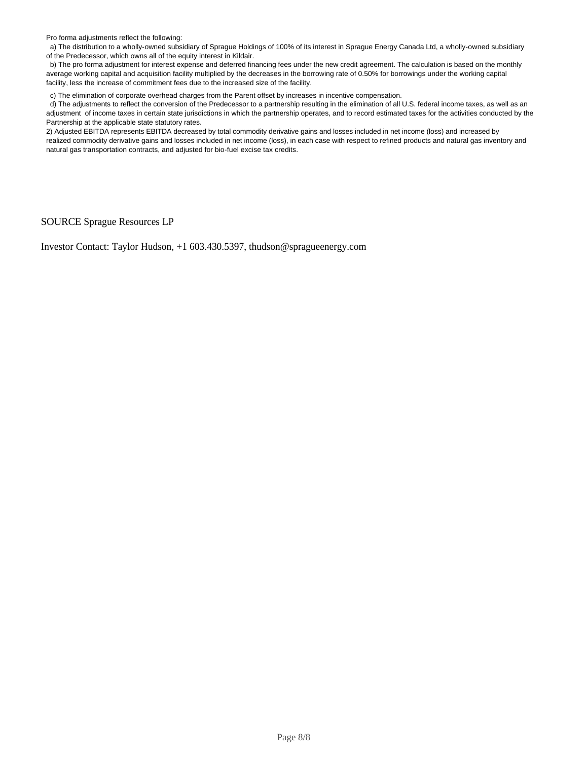Pro forma adjustments reflect the following:

a) The distribution to a wholly-owned subsidiary of Sprague Holdings of 100% of its interest in Sprague Energy Canada Ltd, a wholly-owned subsidiary of the Predecessor, which owns all of the equity interest in Kildair.

b) The pro forma adjustment for interest expense and deferred financing fees under the new credit agreement. The calculation is based on the monthly average working capital and acquisition facility multiplied by the decreases in the borrowing rate of 0.50% for borrowings under the working capital facility, less the increase of commitment fees due to the increased size of the facility.

c) The elimination of corporate overhead charges from the Parent offset by increases in incentive compensation.

d) The adjustments to reflect the conversion of the Predecessor to a partnership resulting in the elimination of all U.S. federal income taxes, as well as an adjustment of income taxes in certain state jurisdictions in which the partnership operates, and to record estimated taxes for the activities conducted by the Partnership at the applicable state statutory rates.

2) Adjusted EBITDA represents EBITDA decreased by total commodity derivative gains and losses included in net income (loss) and increased by realized commodity derivative gains and losses included in net income (loss), in each case with respect to refined products and natural gas inventory and natural gas transportation contracts, and adjusted for bio-fuel excise tax credits.

SOURCE Sprague Resources LP

Investor Contact: Taylor Hudson, +1 603.430.5397, thudson@spragueenergy.com